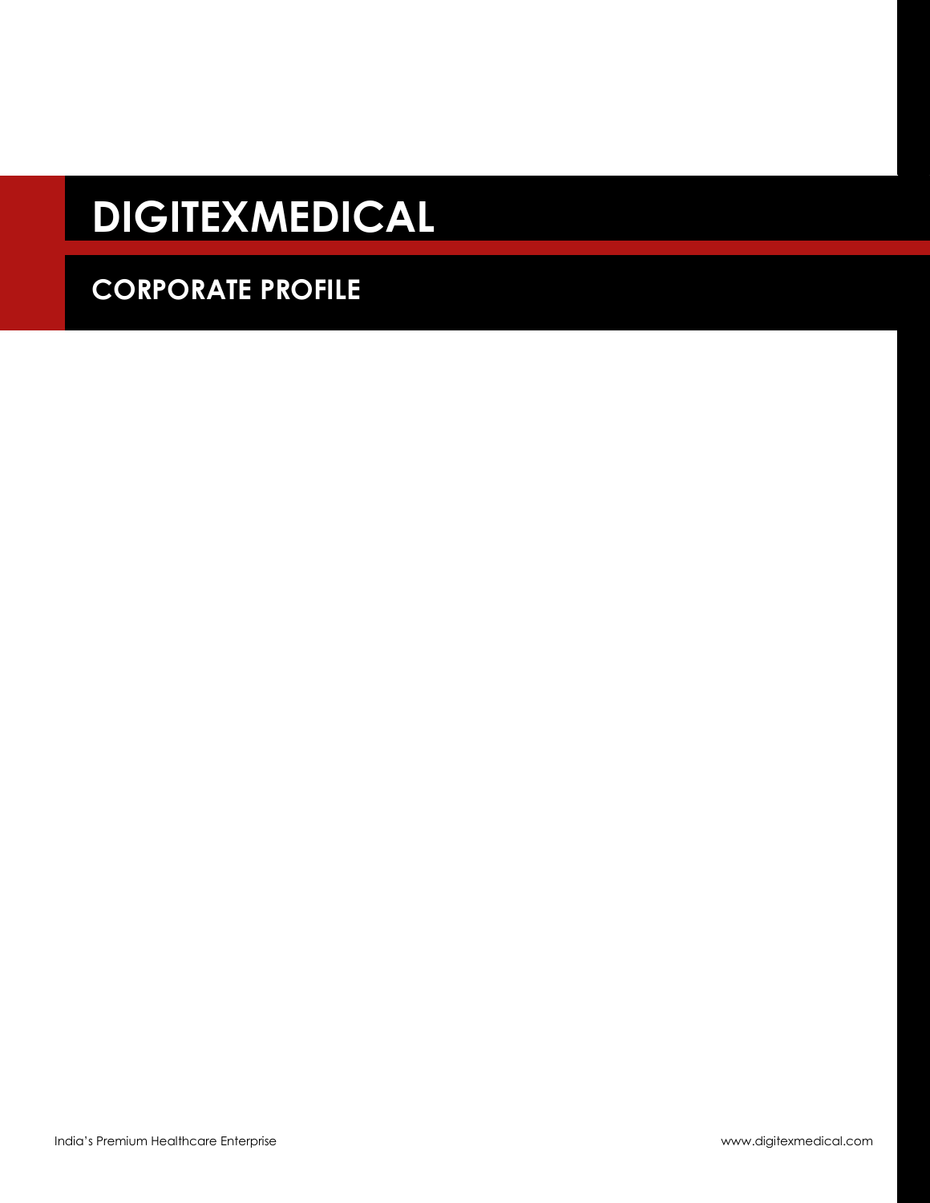# DIGITEXMEDICAL

## CORPORATE PROFILE

India's Premium Healthcare Enterprise

www.digitexmedical.com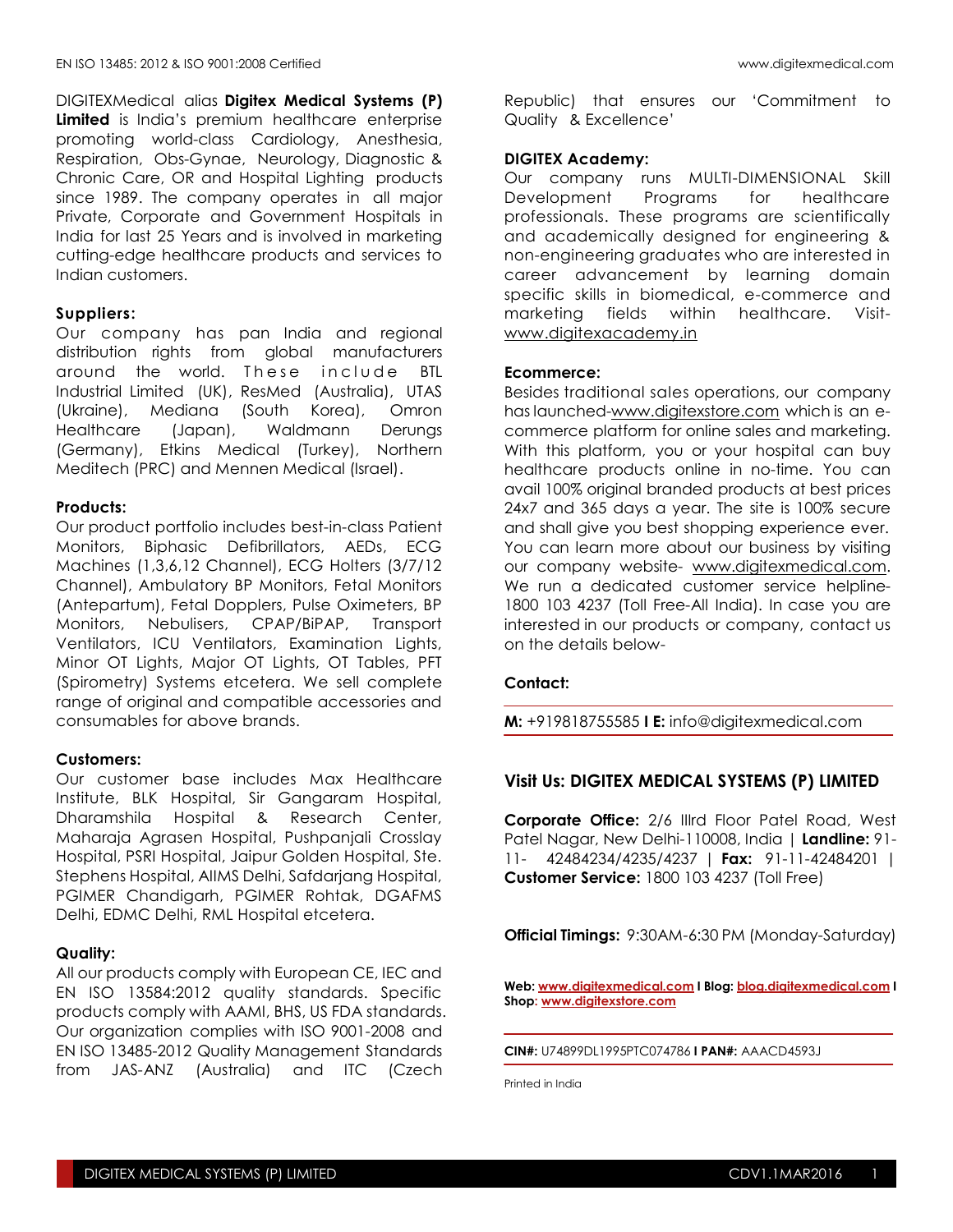DIGITEXMedical alias **Digitex Medical Systems (P) Limited** is India's premium healthcare enterprise promoting world-class Cardiology, Anesthesia, Respiration, Obs-Gynae, Neurology, Diagnostic & Chronic Care, OR and Hospital Lighting products since 1989. The company operates in all major Private, Corporate and Government Hospitals in India for last 25 Years and is involved in marketing cutting-edge healthcare products and services to Indian customers.

**Suppliers:**

Our company has pan India and regional distribution rights from global manufacturers around the world. These include BTL Industrial Limited (UK), ResMed (Australia), UTAS (Ukraine), Mediana (South Korea), Omron Healthcare (Japan), Waldmann Derungs (Germany), Etkins Medical (Turkey), Northern Meditech (PRC) and Mennen Medical (Israel).

**Products:**

Our product portfolio includes best-in-class Patient Monitors, Biphasic Defibrillators, AEDs, ECG Machines (1,3,6,12 Channel), ECG Holters (3/7/12 Channel), Ambulatory BP Monitors, Fetal Monitors (Antepartum), Fetal Dopplers, Pulse Oximeters, BP Monitors, Nebulisers, CPAP/BiPAP, Transport Ventilators, ICU Ventilators, Examination Lights, Minor OT Lights, Major OT Lights, OT Tables, PFT (Spirometry) Systems etcetera. We sell complete range of original and compatible accessories and consumables for above brands.

**Customers:**

Our customer base includes Max Healthcare Institute, BLK Hospital, Sir Gangaram Hospital, Dharamshila Hospital & Research Center, Maharaja Agrasen Hospital, Pushpanjali Crosslay Hospital, PSRI Hospital, Jaipur Golden Hospital, Ste. Stephens Hospital, AIIMS Delhi, Safdarjang Hospital, PGIMER Chandigarh, PGIMER Rohtak, DGAFMS Delhi, EDMC Delhi, RML Hospital etcetera.

**Quality:**

All our products comply with European CE, IEC and EN ISO 13584:2012 quality standards. Specific products comply with AAMI, BHS, US FDA standards. Our organization complies with ISO 9001-2008 and EN ISO 13485-2012 Quality Management Standards from JAS-ANZ (Australia) and ITC (Czech Republic) that ensures our 'Commitment to Quality & Excellence'

**DIGITEX Academy:**

Our company runs MULTI-DIMENSIONAL Skill Development Programs for healthcare professionals. These programs are scientifically and academically designed for engineering & non-engineering graduates who are interested in career advancement by learning domain specific skills in biomedical, e-commerce and marketing fields within healthcare. Visit- www.digitexacademy.in

**Ecommerce:**

Besides traditional sales operations, our company has launched-www.digitexstore.com which is an e-commerce platform for online sales and marketing. With this platform, you or your hospital can buy healthcare products online in no-time. You can avail 100% original branded products at best prices 24x7 and 365 days a year. The site is 100% secure and shall give you best shopping experience ever. You can learn more about our business by visiting our company website- www.digitexmedical.com. We run a dedicated customer service helpline-1800 103 4237 (Toll Free-All India). In case you are interested in our products or company, contact us on the details below-

**Contact:**

**M:** +919818755585 **I E:** info@digitexmedical.com

## Visit Us: DIGITEX MEDICAL SYSTEMS (P) LIMITED

**Corporate Office:** 2/6 IIIrd Floor Patel Road, West Patel Nagar, New Delhi-110008, India | **Landline:** 91-11- 42484234/4235/4237 | **Fax:** 91-11-42484201 | **Customer Service:** 1800 103 4237 (Toll Free)

**Official Timings:** 9:30AM-6:30 PM (Monday-Saturday)

**Web:** www.digitexmedical.com **I Blog:** blog.digitexmedical.com **I Shop:** www.digitexstore.com

**CIN#:** U74899DL1995PTC074786 **I PAN#:** AACD4593J

Printed in India